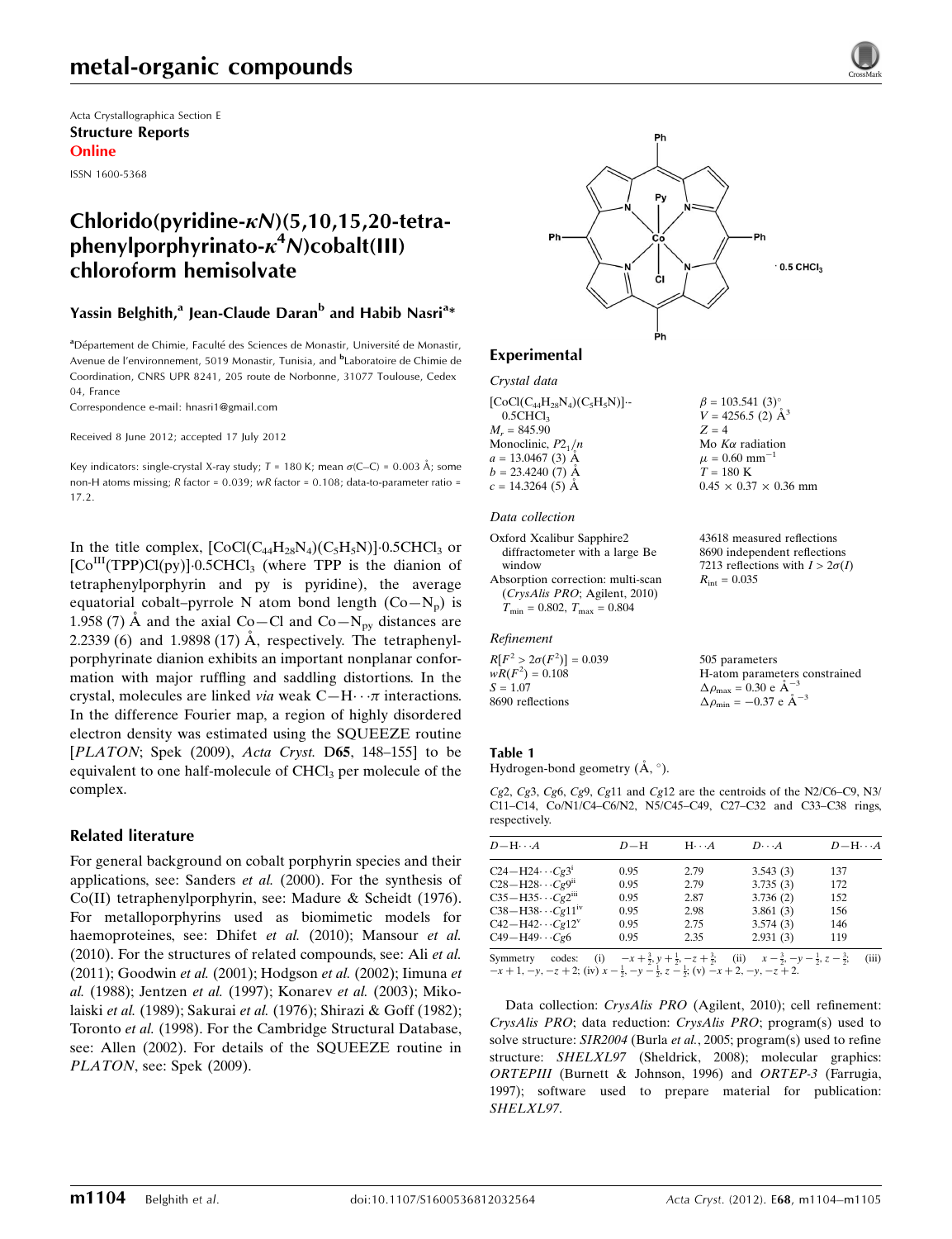Acta Crystallographica Section E
**Structure Reports**
**Online**

ISSN 1600-5368

# Chlorido(pyridine-κN)(5,10,15,20-tetraphenylporphyrinato-κ$^4$N)cobalt(III) chloroform hemisolvate

**Yassin Belghith,[a] Jean-Claude Daran[b] and Habib Nasri[a]***

[a]Département de Chimie, Faculté des Sciences de Monastir, Université de Monastir, Avenue de l'environnement, 5019 Monastir, Tunisia, and [b]Laboratoire de Chimie de Coordination, CNRS UPR 8241, 205 route de Norbonne, 31077 Toulouse, Cedex 04, France

Correspondence e-mail: hnasri1@gmail.com

Received 8 June 2012; accepted 17 July 2012

Key indicators: single-crystal X-ray study; $T$ = 180 K; mean σ(C–C) = 0.003 Å; some non-H atoms missing; $R$ factor = 0.039; $wR$ factor = 0.108; data-to-parameter ratio = 17.2.

In the title complex, $[CoCl(C_{44}H_{28}N_4)(C_5H_5N)]\cdot 0.5CHCl_3$ or $[Co^{III}(TPP)Cl(py)]\cdot 0.5CHCl_3$ (where TPP is the dianion of tetraphenylporphyrin and py is pyridine), the average equatorial cobalt–pyrrole N atom bond length (Co—N$_p$) is 1.958 (7) Å and the axial Co—Cl and Co—N$_{py}$ distances are 2.2339 (6) and 1.9898 (17) Å, respectively. The tetraphenylporphyrinate dianion exhibits an important nonplanar conformation with major ruffling and saddling distortions. In the crystal, molecules are linked *via* weak C—H⋯π interactions. In the difference Fourier map, a region of highly disordered electron density was estimated using the SQUEEZE routine [*PLATON*; Spek (2009), *Acta Cryst.* **D65**, 148–155] to be equivalent to one half-molecule of $CHCl_3$ per molecule of the complex.

## Related literature

For general background on cobalt porphyrin species and their applications, see: Sanders *et al.* (2000). For the synthesis of Co(II) tetraphenylporphyrin, see: Madure & Scheidt (1976). For metalloporphyrins used as biomimetic models for haemoproteines, see: Dhifet *et al.* (2010); Mansour *et al.* (2010). For the structures of related compounds, see: Ali *et al.* (2011); Goodwin *et al.* (2001); Hodgson *et al.* (2002); Iimuna *et al.* (1988); Jentzen *et al.* (1997); Konarev *et al.* (2003); Mikolaiski *et al.* (1989); Sakurai *et al.* (1976); Shirazi & Goff (1982); Toronto *et al.* (1998). For the Cambridge Structural Database, see: Allen (2002). For details of the SQUEEZE routine in *PLATON*, see: Spek (2009).

## Experimental

### Crystal data

$[CoCl(C_{44}H_{28}N_4)(C_5H_5N)]\cdot 0.5CHCl_3$
$M_r$ = 845.90
Monoclinic, $P2_1/n$
$a$ = 13.0467 (3) Å
$b$ = 23.4240 (7) Å
$c$ = 14.3264 (5) Å
β = 103.541 (3)°
$V$ = 4256.5 (2) Å$^3$
$Z$ = 4
Mo Kα radiation
μ = 0.60 mm$^{-1}$
$T$ = 180 K
0.45 × 0.37 × 0.36 mm

### Data collection

Oxford Xcalibur Sapphire2 diffractometer with a large Be window
Absorption correction: multi-scan (*CrysAlis PRO*; Agilent, 2010)
$T_{min}$ = 0.802, $T_{max}$ = 0.804
43618 measured reflections
8690 independent reflections
7213 reflections with $I > 2\sigma(I)$
$R_{int}$ = 0.035

### Refinement

$R[F^2 > 2\sigma(F^2)]$ = 0.039
$wR(F^2)$ = 0.108
$S$ = 1.07
8690 reflections
505 parameters
H-atom parameters constrained
$\Delta\rho_{max}$ = 0.30 e Å$^{-3}$
$\Delta\rho_{min}$ = −0.37 e Å$^{-3}$

**Table 1**
Hydrogen-bond geometry (Å, °).

*Cg*2, *Cg*3, *Cg*6, *Cg*9, *Cg*11 and *Cg*12 are the centroids of the N2/C6–C9, N3/C11–C14, Co/N1/C4–C6/N2, N5/C45–C49, C27–C32 and C33–C38 rings, respectively.

| D—H⋯A | D—H | H⋯A | D⋯A | D—H⋯A |
|---|---|---|---|---|
| C24—H24⋯Cg3$^i$ | 0.95 | 2.79 | 3.543 (3) | 137 |
| C28—H28⋯Cg9$^{ii}$ | 0.95 | 2.79 | 3.735 (3) | 172 |
| C35—H35⋯Cg2$^{iii}$ | 0.95 | 2.87 | 3.736 (2) | 152 |
| C38—H38⋯Cg11$^{iv}$ | 0.95 | 2.98 | 3.861 (3) | 156 |
| C42—H42⋯Cg12$^v$ | 0.95 | 2.75 | 3.574 (3) | 146 |
| C49—H49⋯Cg6 | 0.95 | 2.35 | 2.931 (3) | 119 |

Symmetry codes: (i) $-x+\frac{3}{2}, y+\frac{1}{2}, -z+\frac{3}{2}$; (ii) $x-\frac{3}{2}, -y-\frac{1}{2}, z-\frac{3}{2}$; (iii) $-x+1, -y, -z+2$; (iv) $x-\frac{1}{2}, -y-\frac{1}{2}, z-\frac{1}{2}$; (v) $-x+2, -y, -z+2$.

Data collection: *CrysAlis PRO* (Agilent, 2010); cell refinement: *CrysAlis PRO*; data reduction: *CrysAlis PRO*; program(s) used to solve structure: *SIR2004* (Burla *et al.*, 2005; program(s) used to refine structure: *SHELXL97* (Sheldrick, 2008); molecular graphics: *ORTEPIII* (Burnett & Johnson, 1996) and *ORTEP-3* (Farrugia, 1997); software used to prepare material for publication: *SHELXL97*.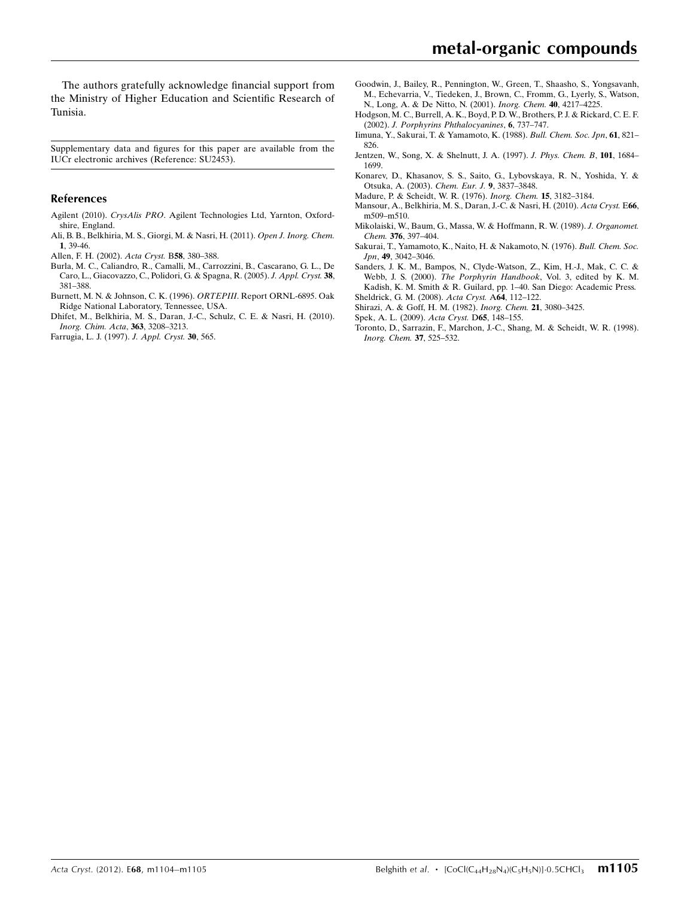The authors gratefully acknowledge financial support from the Ministry of Higher Education and Scientific Research of Tunisia.

Supplementary data and figures for this paper are available from the IUCr electronic archives (Reference: SU2453).

## References

Agilent (2010). *CrysAlis PRO*. Agilent Technologies Ltd, Yarnton, Oxfordshire, England.

Ali, B. B., Belkhiria, M. S., Giorgi, M. & Nasri, H. (2011). *Open J. Inorg. Chem.* **1**, 39-46.

Allen, F. H. (2002). *Acta Cryst.* B**58**, 380–388.

Burla, M. C., Caliandro, R., Camalli, M., Carrozzini, B., Cascarano, G. L., De Caro, L., Giacovazzo, C., Polidori, G. & Spagna, R. (2005). *J. Appl. Cryst.* **38**, 381–388.

Burnett, M. N. & Johnson, C. K. (1996). *ORTEPIII*. Report ORNL-6895. Oak Ridge National Laboratory, Tennessee, USA.

Dhifet, M., Belkhiria, M. S., Daran, J.-C., Schulz, C. E. & Nasri, H. (2010). *Inorg. Chim. Acta*, **363**, 3208–3213.

Farrugia, L. J. (1997). *J. Appl. Cryst.* **30**, 565.

Goodwin, J., Bailey, R., Pennington, W., Green, T., Shaasho, S., Yongsavanh, M., Echevarria, V., Tiedeken, J., Brown, C., Fromm, G., Lyerly, S., Watson, N., Long, A. & De Nitto, N. (2001). *Inorg. Chem.* **40**, 4217–4225.

Hodgson, M. C., Burrell, A. K., Boyd, P. D. W., Brothers, P. J. & Rickard, C. E. F. (2002). *J. Porphyrins Phthalocyanines*, **6**, 737–747.

Iimuna, Y., Sakurai, T. & Yamamoto, K. (1988). *Bull. Chem. Soc. Jpn*, **61**, 821–826.

Jentzen, W., Song, X. & Shelnutt, J. A. (1997). *J. Phys. Chem. B*, **101**, 1684–1699.

Konarev, D., Khasanov, S. S., Saito, G., Lybovskaya, R. N., Yoshida, Y. & Otsuka, A. (2003). *Chem. Eur. J.* **9**, 3837–3848.

Madure, P. & Scheidt, W. R. (1976). *Inorg. Chem.* **15**, 3182–3184.

Mansour, A., Belkhiria, M. S., Daran, J.-C. & Nasri, H. (2010). *Acta Cryst.* E**66**, m509–m510.

Mikolaiski, W., Baum, G., Massa, W. & Hoffmann, R. W. (1989). *J. Organomet. Chem.* **376**, 397–404.

Sakurai, T., Yamamoto, K., Naito, H. & Nakamoto, N. (1976). *Bull. Chem. Soc. Jpn*, **49**, 3042–3046.

Sanders, J. K. M., Bampos, N., Clyde-Watson, Z., Kim, H.-J., Mak, C. C. & Webb, J. S. (2000). *The Porphyrin Handbook*, Vol. 3, edited by K. M. Kadish, K. M. Smith & R. Guilard, pp. 1–40. San Diego: Academic Press.

Sheldrick, G. M. (2008). *Acta Cryst.* A**64**, 112–122.

Shirazi, A. & Goff, H. M. (1982). *Inorg. Chem.* **21**, 3080–3425.

Spek, A. L. (2009). *Acta Cryst.* D**65**, 148–155.

Toronto, D., Sarrazin, F., Marchon, J.-C., Shang, M. & Scheidt, W. R. (1998). *Inorg. Chem.* **37**, 525–532.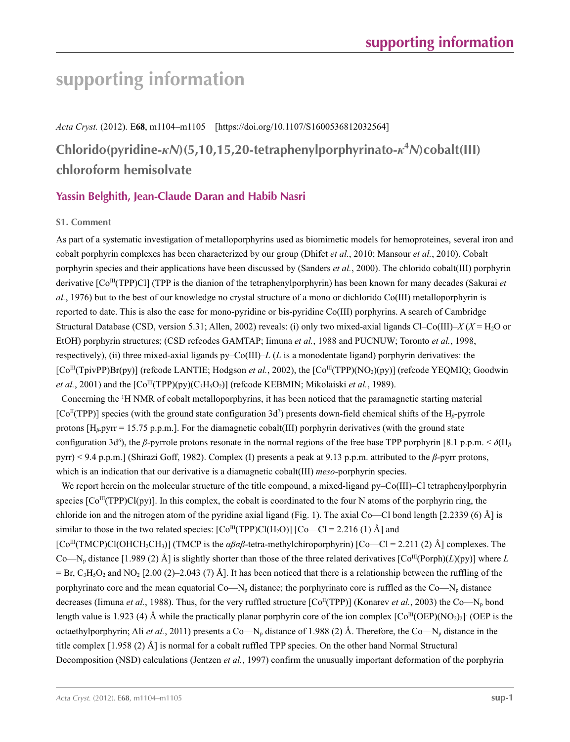# supporting information

*Acta Cryst.* (2012). E**68**, m1104–m1105 [https://doi.org/10.1107/S1600536812032564]

## Chlorido(pyridine-*κN*)(5,10,15,20-tetraphenylporphyrinato-*κ*$^4$*N*)cobalt(III) chloroform hemisolvate

### Yassin Belghith, Jean-Claude Daran and Habib Nasri

#### S1. Comment

As part of a systematic investigation of metalloporphyrins used as biomimetic models for hemoproteines, several iron and cobalt porphyrin complexes has been characterized by our group (Dhifet *et al.*, 2010; Mansour *et al.*, 2010). Cobalt porphyrin species and their applications have been discussed by (Sanders *et al.*, 2000). The chlorido cobalt(III) porphyrin derivative [$Co^{III}$(TPP)Cl] (TPP is the dianion of the tetraphenylporphyrin) has been known for many decades (Sakurai *et al.*, 1976) but to the best of our knowledge no crystal structure of a mono or dichlorido Co(III) metalloporphyrin is reported to date. This is also the case for mono-pyridine or bis-pyridine Co(III) porphyrins. A search of Cambridge Structural Database (CSD, version 5.31; Allen, 2002) reveals: (i) only two mixed-axial ligands Cl–Co(III)–*X* (*X* = $H_2O$ or EtOH) porphyrin structures; (CSD refcodes GAMTAP; Iimuna *et al.*, 1988 and PUCNUW; Toronto *et al.*, 1998, respectively), (ii) three mixed-axial ligands py–Co(III)–*L* (*L* is a monodentate ligand) porphyrin derivatives: the [$Co^{III}$(TpivPP)Br(py)] (refcode LANTIE; Hodgson *et al.*, 2002), the [$Co^{III}$(TPP)($NO_2$)(py)] (refcode YEQMIQ; Goodwin *et al.*, 2001) and the [$Co^{III}$(TPP)(py)($C_3H_5O_2$)] (refcode KEBMIN; Mikolaiski *et al.*, 1989).

Concerning the $^1$H NMR of cobalt metalloporphyrins, it has been noticed that the paramagnetic starting material [$Co^{II}$(TPP)] species (with the ground state configuration $3d^7$) presents down-field chemical shifts of the $H_\beta$-pyrrole protons [$H_\beta$-pyrr = 15.75 p.p.m.]. For the diamagnetic cobalt(III) porphyrin derivatives (with the ground state configuration $3d^6$), the *β*-pyrrole protons resonate in the normal regions of the free base TPP porphyrin [8.1 p.p.m. < $\delta$($H_\beta$-pyrr) < 9.4 p.p.m.] (Shirazi Goff, 1982). Complex (I) presents a peak at 9.13 p.p.m. attributed to the *β*-pyrr protons, which is an indication that our derivative is a diamagnetic cobalt(III) *meso*-porphyrin species.

We report herein on the molecular structure of the title compound, a mixed-ligand py–Co(III)–Cl tetraphenylporphyrin species [$Co^{III}$(TPP)Cl(py)]. In this complex, the cobalt is coordinated to the four N atoms of the porphyrin ring, the chloride ion and the nitrogen atom of the pyridine axial ligand (Fig. 1). The axial Co—Cl bond length [2.2339 (6) Å] is similar to those in the two related species: [$Co^{III}$(TPP)Cl($H_2O$)] [Co—Cl = 2.216 (1) Å] and [$Co^{III}$(TMCP)Cl($OHCH_2CH_3$)] (TMCP is the *αβαβ*-tetra-methylchiroporphyrin) [Co—Cl = 2.211 (2) Å] complexes. The Co—$N_p$ distance [1.989 (2) Å] is slightly shorter than those of the three related derivatives [$Co^{III}$(Porph)(*L*)(py)] where *L* = Br, $C_3H_5O_2$ and $NO_2$ [2.00 (2)–2.043 (7) Å]. It has been noticed that there is a relationship between the ruffling of the porphyrinato core and the mean equatorial Co—$N_p$ distance; the porphyrinato core is ruffled as the Co—$N_p$ distance decreases (Iimuna *et al.*, 1988). Thus, for the very ruffled structure [$Co^{II}$(TPP)] (Konarev *et al.*, 2003) the Co—$N_p$ bond length value is 1.923 (4) Å while the practically planar porphyrin core of the ion complex [$Co^{III}$(OEP)($NO_2$)$_2$]$^-$ (OEP is the octaethylporphyrin; Ali *et al.*, 2011) presents a Co—$N_p$ distance of 1.988 (2) Å. Therefore, the Co—$N_p$ distance in the title complex [1.958 (2) Å] is normal for a cobalt ruffled TPP species. On the other hand Normal Structural Decomposition (NSD) calculations (Jentzen *et al.*, 1997) confirm the unusually important deformation of the porphyrin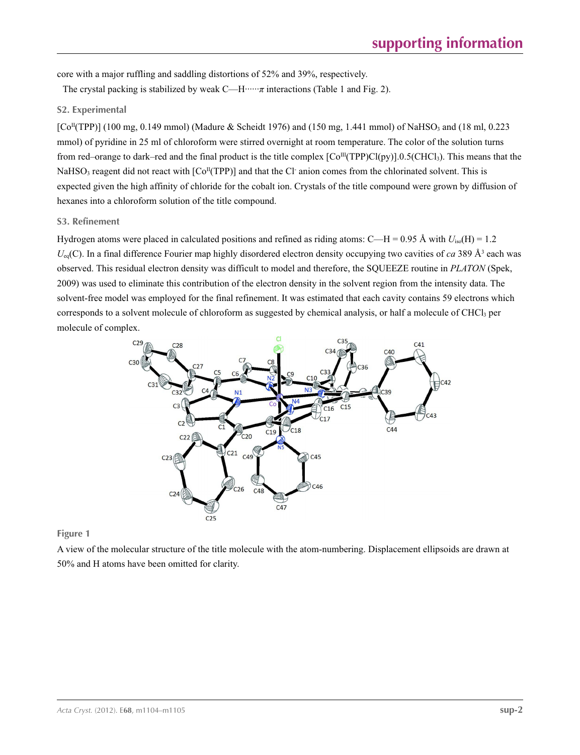core with a major ruffling and saddling distortions of 52% and 39%, respectively.

The crystal packing is stabilized by weak C—H······*π* interactions (Table 1 and Fig. 2).

## S2. Experimental

[$Co^{II}$(TPP)] (100 mg, 0.149 mmol) (Madure & Scheidt 1976) and (150 mg, 1.441 mmol) of $NaHSO_3$ and (18 ml, 0.223 mmol) of pyridine in 25 ml of chloroform were stirred overnight at room temperature. The color of the solution turns from red–orange to dark–red and the final product is the title complex [$Co^{III}$(TPP)Cl(py)].0.5($CHCl_3$). This means that the $NaHSO_3$ reagent did not react with [$Co^{II}$(TPP)] and that the $Cl^-$ anion comes from the chlorinated solvent. This is expected given the high affinity of chloride for the cobalt ion. Crystals of the title compound were grown by diffusion of hexanes into a chloroform solution of the title compound.

## S3. Refinement

Hydrogen atoms were placed in calculated positions and refined as riding atoms: C—H = 0.95 Å with $U_{iso}$(H) = 1.2 $U_{eq}$(C). In a final difference Fourier map highly disordered electron density occupying two cavities of *ca* 389 $Å^3$ each was observed. This residual electron density was difficult to model and therefore, the SQUEEZE routine in *PLATON* (Spek, 2009) was used to eliminate this contribution of the electron density in the solvent region from the intensity data. The solvent-free model was employed for the final refinement. It was estimated that each cavity contains 59 electrons which corresponds to a solvent molecule of chloroform as suggested by chemical analysis, or half a molecule of $CHCl_3$ per molecule of complex.

**Figure 1**

A view of the molecular structure of the title molecule with the atom-numbering. Displacement ellipsoids are drawn at 50% and H atoms have been omitted for clarity.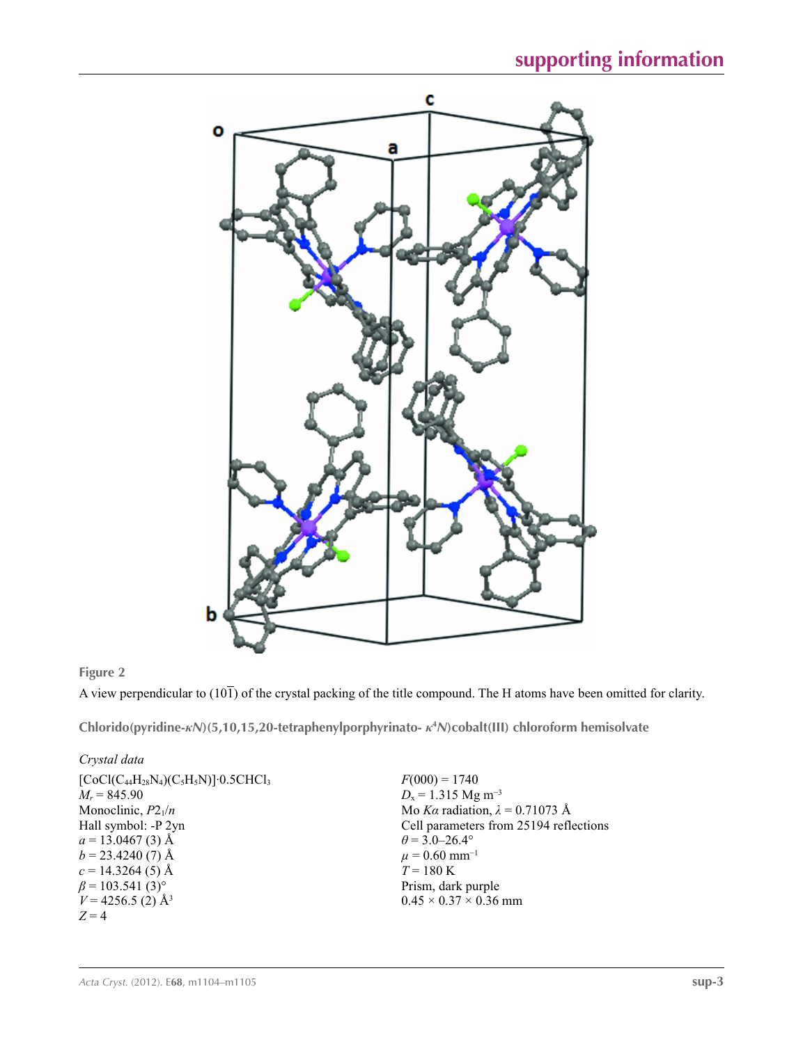**Figure 2**

A view perpendicular to $(10\overline{1})$ of the crystal packing of the title compound. The H atoms have been omitted for clarity.

## Chlorido(pyridine-κ*N*)(5,10,15,20-tetraphenylporphyrinato- κ[4]*N*)cobalt(III) chloroform hemisolvate

### *Crystal data*

$[CoCl(C_{44}H_{28}N_4)(C_5H_5N)]\cdot0.5CHCl_3$
$M_r = 845.90$
Monoclinic, $P2_1/n$
Hall symbol: -P 2yn
$a = 13.0467$ (3) Å
$b = 23.4240$ (7) Å
$c = 14.3264$ (5) Å
$\beta = 103.541$ (3)°
$V = 4256.5$ (2) Å$^3$
$Z = 4$

$F(000) = 1740$
$D_x = 1.315$ Mg m$^{-3}$
Mo $K\alpha$ radiation, $\lambda = 0.71073$ Å
Cell parameters from 25194 reflections
$\theta = 3.0$–$26.4°$
$\mu = 0.60$ mm$^{-1}$
$T = 180$ K
Prism, dark purple
0.45 × 0.37 × 0.36 mm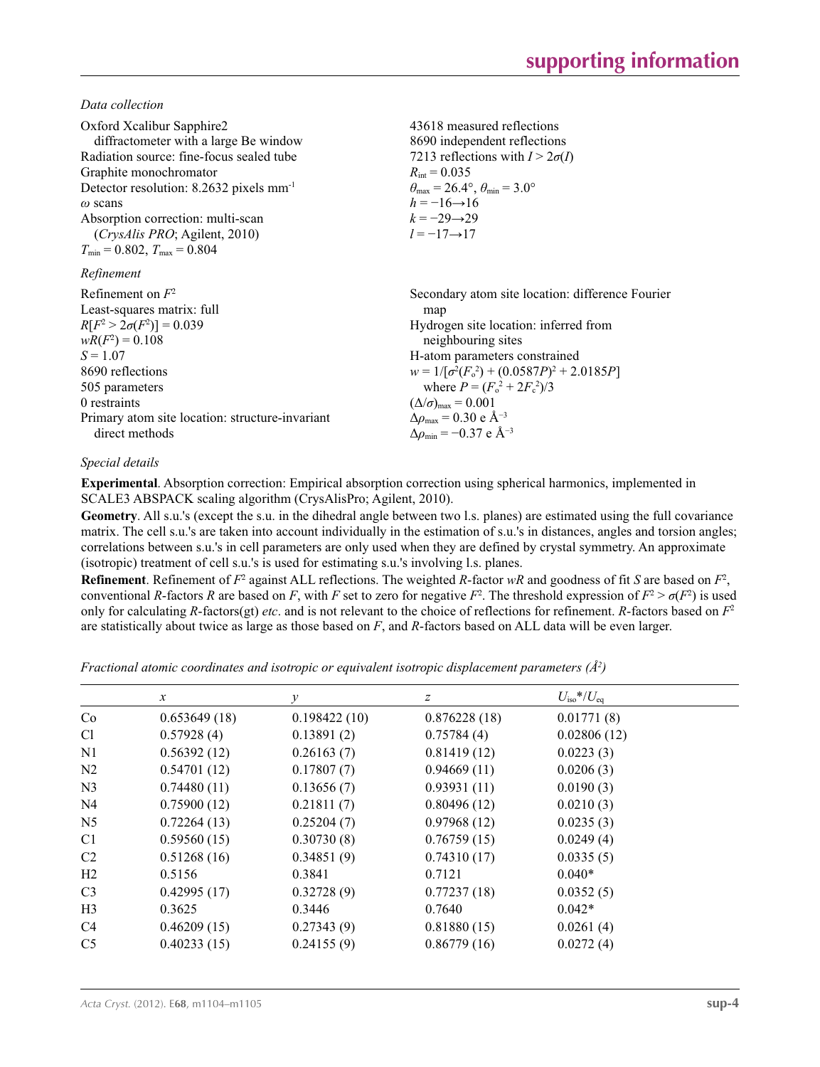### *Data collection*

Oxford Xcalibur Sapphire2 diffractometer with a large Be window
Radiation source: fine-focus sealed tube
Graphite monochromator
Detector resolution: 8.2632 pixels mm$^{-1}$
$\omega$ scans
Absorption correction: multi-scan (*CrysAlis PRO*; Agilent, 2010)
$T_{min}$ = 0.802, $T_{max}$ = 0.804

43618 measured reflections
8690 independent reflections
7213 reflections with $I > 2\sigma(I)$
$R_{int}$ = 0.035
$\theta_{max}$ = 26.4°, $\theta_{min}$ = 3.0°
$h = -16 \rightarrow 16$
$k = -29 \rightarrow 29$
$l = -17 \rightarrow 17$

### *Refinement*

Refinement on $F^2$
Least-squares matrix: full
$R[F^2 > 2\sigma(F^2)] = 0.039$
$wR(F^2) = 0.108$
$S = 1.07$
8690 reflections
505 parameters
0 restraints
Primary atom site location: structure-invariant direct methods

Secondary atom site location: difference Fourier map
Hydrogen site location: inferred from neighbouring sites
H-atom parameters constrained
$w = 1/[\sigma^2(F_o^2) + (0.0587P)^2 + 2.0185P]$ where $P = (F_o^2 + 2F_c^2)/3$
$(\Delta/\sigma)_{max} = 0.001$
$\Delta\rho_{max}$ = 0.30 e Å$^{-3}$
$\Delta\rho_{min}$ = −0.37 e Å$^{-3}$

### *Special details*

**Experimental**. Absorption correction: Empirical absorption correction using spherical harmonics, implemented in SCALE3 ABSPACK scaling algorithm (CrysAlisPro; Agilent, 2010).

**Geometry**. All s.u.'s (except the s.u. in the dihedral angle between two l.s. planes) are estimated using the full covariance matrix. The cell s.u.'s are taken into account individually in the estimation of s.u.'s in distances, angles and torsion angles; correlations between s.u.'s in cell parameters are only used when they are defined by crystal symmetry. An approximate (isotropic) treatment of cell s.u.'s is used for estimating s.u.'s involving l.s. planes.

**Refinement**. Refinement of $F^2$ against ALL reflections. The weighted *R*-factor *wR* and goodness of fit *S* are based on $F^2$, conventional *R*-factors *R* are based on *F*, with *F* set to zero for negative $F^2$. The threshold expression of $F^2 > \sigma(F^2)$ is used only for calculating *R*-factors(gt) *etc*. and is not relevant to the choice of reflections for refinement. *R*-factors based on $F^2$ are statistically about twice as large as those based on *F*, and *R*-factors based on ALL data will be even larger.

*Fractional atomic coordinates and isotropic or equivalent isotropic displacement parameters (Å$^2$)*

| | *x* | *y* | *z* | $U_{iso}$*/$U_{eq}$ |
|---|---|---|---|---|
| Co | 0.653649 (18) | 0.198422 (10) | 0.876228 (18) | 0.01771 (8) |
| Cl | 0.57928 (4) | 0.13891 (2) | 0.75784 (4) | 0.02806 (12) |
| N1 | 0.56392 (12) | 0.26163 (7) | 0.81419 (12) | 0.0223 (3) |
| N2 | 0.54701 (12) | 0.17807 (7) | 0.94669 (11) | 0.0206 (3) |
| N3 | 0.74480 (11) | 0.13656 (7) | 0.93931 (11) | 0.0190 (3) |
| N4 | 0.75900 (12) | 0.21811 (7) | 0.80496 (12) | 0.0210 (3) |
| N5 | 0.72264 (13) | 0.25204 (7) | 0.97968 (12) | 0.0235 (3) |
| C1 | 0.59560 (15) | 0.30730 (8) | 0.76759 (15) | 0.0249 (4) |
| C2 | 0.51268 (16) | 0.34851 (9) | 0.74310 (17) | 0.0335 (5) |
| H2 | 0.5156 | 0.3841 | 0.7121 | 0.040* |
| C3 | 0.42995 (17) | 0.32728 (9) | 0.77237 (18) | 0.0352 (5) |
| H3 | 0.3625 | 0.3446 | 0.7640 | 0.042* |
| C4 | 0.46209 (15) | 0.27343 (9) | 0.81880 (15) | 0.0261 (4) |
| C5 | 0.40233 (15) | 0.24155 (9) | 0.86779 (16) | 0.0272 (4) |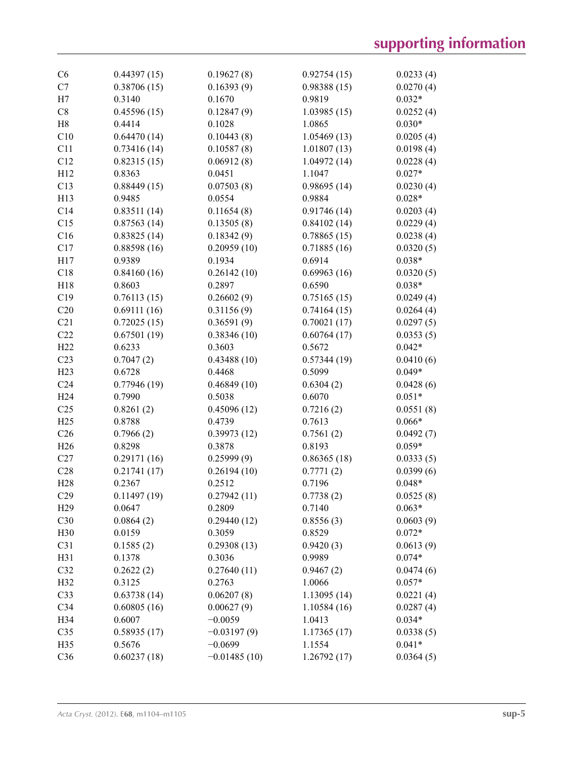| | | | | |
|---|---|---|---|---|
| C6 | 0.44397 (15) | 0.19627 (8) | 0.92754 (15) | 0.0233 (4) |
| C7 | 0.38706 (15) | 0.16393 (9) | 0.98388 (15) | 0.0270 (4) |
| H7 | 0.3140 | 0.1670 | 0.9819 | 0.032* |
| C8 | 0.45596 (15) | 0.12847 (9) | 1.03985 (15) | 0.0252 (4) |
| H8 | 0.4414 | 0.1028 | 1.0865 | 0.030* |
| C10 | 0.64470 (14) | 0.10443 (8) | 1.05469 (13) | 0.0205 (4) |
| C11 | 0.73416 (14) | 0.10587 (8) | 1.01807 (13) | 0.0198 (4) |
| C12 | 0.82315 (15) | 0.06912 (8) | 1.04972 (14) | 0.0228 (4) |
| H12 | 0.8363 | 0.0451 | 1.1047 | 0.027* |
| C13 | 0.88449 (15) | 0.07503 (8) | 0.98695 (14) | 0.0230 (4) |
| H13 | 0.9485 | 0.0554 | 0.9884 | 0.028* |
| C14 | 0.83511 (14) | 0.11654 (8) | 0.91746 (14) | 0.0203 (4) |
| C15 | 0.87563 (14) | 0.13505 (8) | 0.84102 (14) | 0.0229 (4) |
| C16 | 0.83825 (14) | 0.18342 (9) | 0.78865 (15) | 0.0238 (4) |
| C17 | 0.88598 (16) | 0.20959 (10) | 0.71885 (16) | 0.0320 (5) |
| H17 | 0.9389 | 0.1934 | 0.6914 | 0.038* |
| C18 | 0.84160 (16) | 0.26142 (10) | 0.69963 (16) | 0.0320 (5) |
| H18 | 0.8603 | 0.2897 | 0.6590 | 0.038* |
| C19 | 0.76113 (15) | 0.26602 (9) | 0.75165 (15) | 0.0249 (4) |
| C20 | 0.69111 (16) | 0.31156 (9) | 0.74164 (15) | 0.0264 (4) |
| C21 | 0.72025 (15) | 0.36591 (9) | 0.70021 (17) | 0.0297 (5) |
| C22 | 0.67501 (19) | 0.38346 (10) | 0.60764 (17) | 0.0353 (5) |
| H22 | 0.6233 | 0.3603 | 0.5672 | 0.042* |
| C23 | 0.7047 (2) | 0.43488 (10) | 0.57344 (19) | 0.0410 (6) |
| H23 | 0.6728 | 0.4468 | 0.5099 | 0.049* |
| C24 | 0.77946 (19) | 0.46849 (10) | 0.6304 (2) | 0.0428 (6) |
| H24 | 0.7990 | 0.5038 | 0.6070 | 0.051* |
| C25 | 0.8261 (2) | 0.45096 (12) | 0.7216 (2) | 0.0551 (8) |
| H25 | 0.8788 | 0.4739 | 0.7613 | 0.066* |
| C26 | 0.7966 (2) | 0.39973 (12) | 0.7561 (2) | 0.0492 (7) |
| H26 | 0.8298 | 0.3878 | 0.8193 | 0.059* |
| C27 | 0.29171 (16) | 0.25999 (9) | 0.86365 (18) | 0.0333 (5) |
| C28 | 0.21741 (17) | 0.26194 (10) | 0.7771 (2) | 0.0399 (6) |
| H28 | 0.2367 | 0.2512 | 0.7196 | 0.048* |
| C29 | 0.11497 (19) | 0.27942 (11) | 0.7738 (2) | 0.0525 (8) |
| H29 | 0.0647 | 0.2809 | 0.7140 | 0.063* |
| C30 | 0.0864 (2) | 0.29440 (12) | 0.8556 (3) | 0.0603 (9) |
| H30 | 0.0159 | 0.3059 | 0.8529 | 0.072* |
| C31 | 0.1585 (2) | 0.29308 (13) | 0.9420 (3) | 0.0613 (9) |
| H31 | 0.1378 | 0.3036 | 0.9989 | 0.074* |
| C32 | 0.2622 (2) | 0.27640 (11) | 0.9467 (2) | 0.0474 (6) |
| H32 | 0.3125 | 0.2763 | 1.0066 | 0.057* |
| C33 | 0.63738 (14) | 0.06207 (8) | 1.13095 (14) | 0.0221 (4) |
| C34 | 0.60805 (16) | 0.00627 (9) | 1.10584 (16) | 0.0287 (4) |
| H34 | 0.6007 | −0.0059 | 1.0413 | 0.034* |
| C35 | 0.58935 (17) | −0.03197 (9) | 1.17365 (17) | 0.0338 (5) |
| H35 | 0.5676 | −0.0699 | 1.1554 | 0.041* |
| C36 | 0.60237 (18) | −0.01485 (10) | 1.26792 (17) | 0.0364 (5) |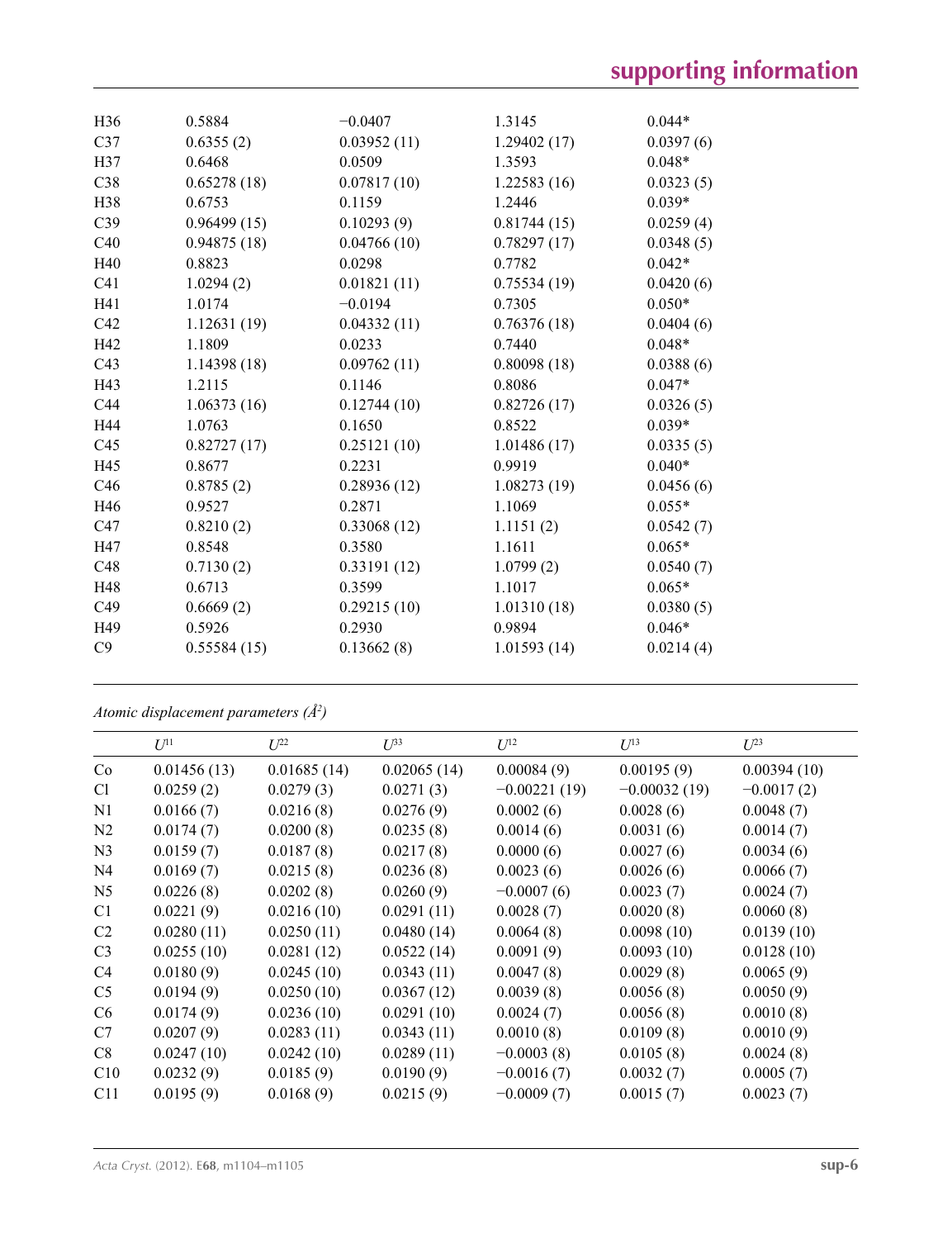| | | | | |
|---|---|---|---|---|
| H36 | 0.5884 | −0.0407 | 1.3145 | 0.044* |
| C37 | 0.6355 (2) | 0.03952 (11) | 1.29402 (17) | 0.0397 (6) |
| H37 | 0.6468 | 0.0509 | 1.3593 | 0.048* |
| C38 | 0.65278 (18) | 0.07817 (10) | 1.22583 (16) | 0.0323 (5) |
| H38 | 0.6753 | 0.1159 | 1.2446 | 0.039* |
| C39 | 0.96499 (15) | 0.10293 (9) | 0.81744 (15) | 0.0259 (4) |
| C40 | 0.94875 (18) | 0.04766 (10) | 0.78297 (17) | 0.0348 (5) |
| H40 | 0.8823 | 0.0298 | 0.7782 | 0.042* |
| C41 | 1.0294 (2) | 0.01821 (11) | 0.75534 (19) | 0.0420 (6) |
| H41 | 1.0174 | −0.0194 | 0.7305 | 0.050* |
| C42 | 1.12631 (19) | 0.04332 (11) | 0.76376 (18) | 0.0404 (6) |
| H42 | 1.1809 | 0.0233 | 0.7440 | 0.048* |
| C43 | 1.14398 (18) | 0.09762 (11) | 0.80098 (18) | 0.0388 (6) |
| H43 | 1.2115 | 0.1146 | 0.8086 | 0.047* |
| C44 | 1.06373 (16) | 0.12744 (10) | 0.82726 (17) | 0.0326 (5) |
| H44 | 1.0763 | 0.1650 | 0.8522 | 0.039* |
| C45 | 0.82727 (17) | 0.25121 (10) | 1.01486 (17) | 0.0335 (5) |
| H45 | 0.8677 | 0.2231 | 0.9919 | 0.040* |
| C46 | 0.8785 (2) | 0.28936 (12) | 1.08273 (19) | 0.0456 (6) |
| H46 | 0.9527 | 0.2871 | 1.1069 | 0.055* |
| C47 | 0.8210 (2) | 0.33068 (12) | 1.1151 (2) | 0.0542 (7) |
| H47 | 0.8548 | 0.3580 | 1.1611 | 0.065* |
| C48 | 0.7130 (2) | 0.33191 (12) | 1.0799 (2) | 0.0540 (7) |
| H48 | 0.6713 | 0.3599 | 1.1017 | 0.065* |
| C49 | 0.6669 (2) | 0.29215 (10) | 1.01310 (18) | 0.0380 (5) |
| H49 | 0.5926 | 0.2930 | 0.9894 | 0.046* |
| C9 | 0.55584 (15) | 0.13662 (8) | 1.01593 (14) | 0.0214 (4) |

*Atomic displacement parameters (Å²)*

| | $U^{11}$ | $U^{22}$ | $U^{33}$ | $U^{12}$ | $U^{13}$ | $U^{23}$ |
|---|---|---|---|---|---|---|
| Co | 0.01456 (13) | 0.01685 (14) | 0.02065 (14) | 0.00084 (9) | 0.00195 (9) | 0.00394 (10) |
| Cl | 0.0259 (2) | 0.0279 (3) | 0.0271 (3) | −0.00221 (19) | −0.00032 (19) | −0.0017 (2) |
| N1 | 0.0166 (7) | 0.0216 (8) | 0.0276 (9) | 0.0002 (6) | 0.0028 (6) | 0.0048 (7) |
| N2 | 0.0174 (7) | 0.0200 (8) | 0.0235 (8) | 0.0014 (6) | 0.0031 (6) | 0.0014 (7) |
| N3 | 0.0159 (7) | 0.0187 (8) | 0.0217 (8) | 0.0000 (6) | 0.0027 (6) | 0.0034 (6) |
| N4 | 0.0169 (7) | 0.0215 (8) | 0.0236 (8) | 0.0023 (6) | 0.0026 (6) | 0.0066 (7) |
| N5 | 0.0226 (8) | 0.0202 (8) | 0.0260 (9) | −0.0007 (6) | 0.0023 (7) | 0.0024 (7) |
| C1 | 0.0221 (9) | 0.0216 (10) | 0.0291 (11) | 0.0028 (7) | 0.0020 (8) | 0.0060 (8) |
| C2 | 0.0280 (11) | 0.0250 (11) | 0.0480 (14) | 0.0064 (8) | 0.0098 (10) | 0.0139 (10) |
| C3 | 0.0255 (10) | 0.0281 (12) | 0.0522 (14) | 0.0091 (9) | 0.0093 (10) | 0.0128 (10) |
| C4 | 0.0180 (9) | 0.0245 (10) | 0.0343 (11) | 0.0047 (8) | 0.0029 (8) | 0.0065 (9) |
| C5 | 0.0194 (9) | 0.0250 (10) | 0.0367 (12) | 0.0039 (8) | 0.0056 (8) | 0.0050 (9) |
| C6 | 0.0174 (9) | 0.0236 (10) | 0.0291 (10) | 0.0024 (7) | 0.0056 (8) | 0.0010 (8) |
| C7 | 0.0207 (9) | 0.0283 (11) | 0.0343 (11) | 0.0010 (8) | 0.0109 (8) | 0.0010 (9) |
| C8 | 0.0247 (10) | 0.0242 (10) | 0.0289 (11) | −0.0003 (8) | 0.0105 (8) | 0.0024 (8) |
| C10 | 0.0232 (9) | 0.0185 (9) | 0.0190 (9) | −0.0016 (7) | 0.0032 (7) | 0.0005 (7) |
| C11 | 0.0195 (9) | 0.0168 (9) | 0.0215 (9) | −0.0009 (7) | 0.0015 (7) | 0.0023 (7) |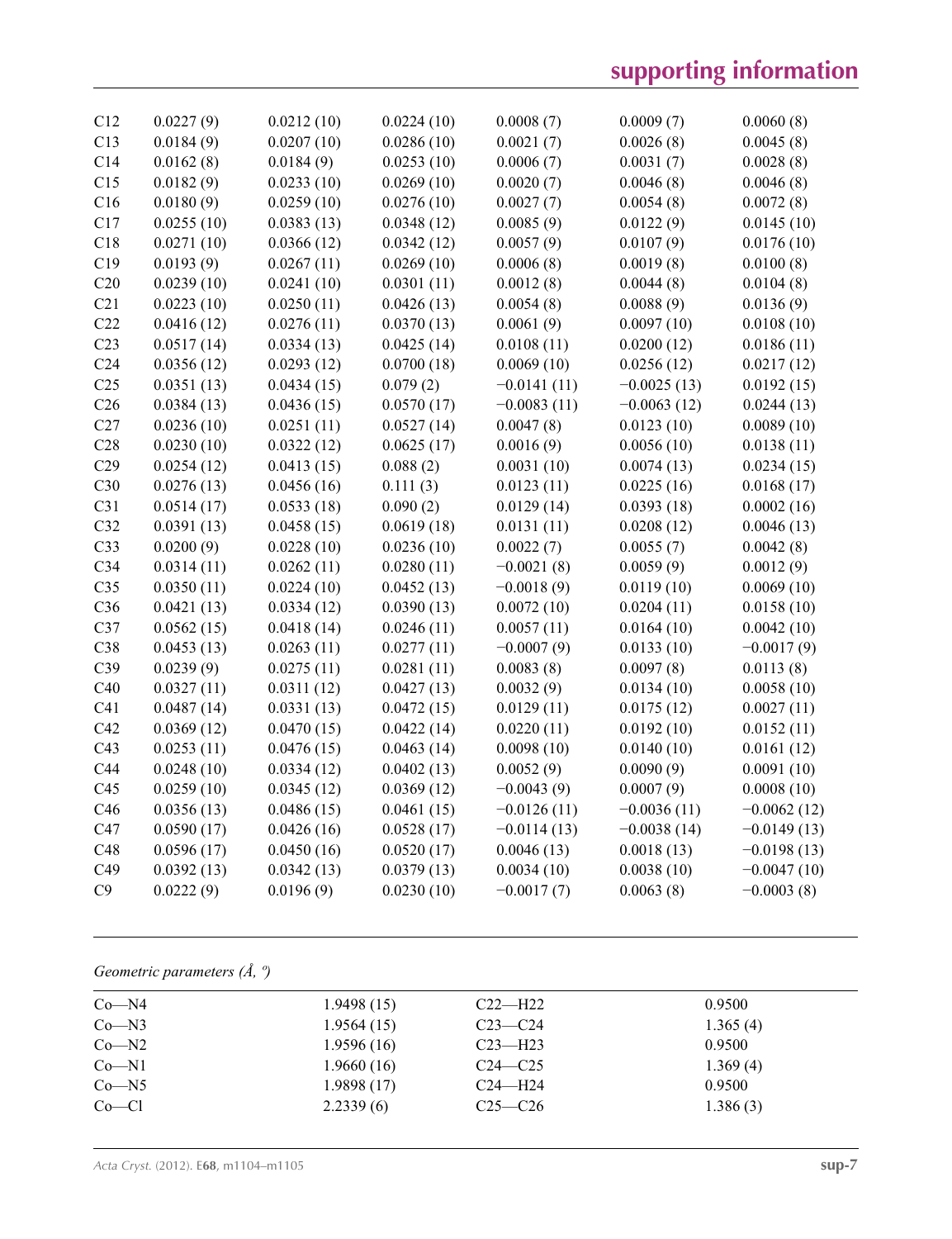| | | | | | | |
|---|---|---|---|---|---|---|
| C12 | 0.0227 (9) | 0.0212 (10) | 0.0224 (10) | 0.0008 (7) | 0.0009 (7) | 0.0060 (8) |
| C13 | 0.0184 (9) | 0.0207 (10) | 0.0286 (10) | 0.0021 (7) | 0.0026 (8) | 0.0045 (8) |
| C14 | 0.0162 (8) | 0.0184 (9) | 0.0253 (10) | 0.0006 (7) | 0.0031 (7) | 0.0028 (8) |
| C15 | 0.0182 (9) | 0.0233 (10) | 0.0269 (10) | 0.0020 (7) | 0.0046 (8) | 0.0046 (8) |
| C16 | 0.0180 (9) | 0.0259 (10) | 0.0276 (10) | 0.0027 (7) | 0.0054 (8) | 0.0072 (8) |
| C17 | 0.0255 (10) | 0.0383 (13) | 0.0348 (12) | 0.0085 (9) | 0.0122 (9) | 0.0145 (10) |
| C18 | 0.0271 (10) | 0.0366 (12) | 0.0342 (12) | 0.0057 (9) | 0.0107 (9) | 0.0176 (10) |
| C19 | 0.0193 (9) | 0.0267 (11) | 0.0269 (10) | 0.0006 (8) | 0.0019 (8) | 0.0100 (8) |
| C20 | 0.0239 (10) | 0.0241 (10) | 0.0301 (11) | 0.0012 (8) | 0.0044 (8) | 0.0104 (8) |
| C21 | 0.0223 (10) | 0.0250 (11) | 0.0426 (13) | 0.0054 (8) | 0.0088 (9) | 0.0136 (9) |
| C22 | 0.0416 (12) | 0.0276 (11) | 0.0370 (13) | 0.0061 (9) | 0.0097 (10) | 0.0108 (10) |
| C23 | 0.0517 (14) | 0.0334 (13) | 0.0425 (14) | 0.0108 (11) | 0.0200 (12) | 0.0186 (11) |
| C24 | 0.0356 (12) | 0.0293 (12) | 0.0700 (18) | 0.0069 (10) | 0.0256 (12) | 0.0217 (12) |
| C25 | 0.0351 (13) | 0.0434 (15) | 0.079 (2) | −0.0141 (11) | −0.0025 (13) | 0.0192 (15) |
| C26 | 0.0384 (13) | 0.0436 (15) | 0.0570 (17) | −0.0083 (11) | −0.0063 (12) | 0.0244 (13) |
| C27 | 0.0236 (10) | 0.0251 (11) | 0.0527 (14) | 0.0047 (8) | 0.0123 (10) | 0.0089 (10) |
| C28 | 0.0230 (10) | 0.0322 (12) | 0.0625 (17) | 0.0016 (9) | 0.0056 (10) | 0.0138 (11) |
| C29 | 0.0254 (12) | 0.0413 (15) | 0.088 (2) | 0.0031 (10) | 0.0074 (13) | 0.0234 (15) |
| C30 | 0.0276 (13) | 0.0456 (16) | 0.111 (3) | 0.0123 (11) | 0.0225 (16) | 0.0168 (17) |
| C31 | 0.0514 (17) | 0.0533 (18) | 0.090 (2) | 0.0129 (14) | 0.0393 (18) | 0.0002 (16) |
| C32 | 0.0391 (13) | 0.0458 (15) | 0.0619 (18) | 0.0131 (11) | 0.0208 (12) | 0.0046 (13) |
| C33 | 0.0200 (9) | 0.0228 (10) | 0.0236 (10) | 0.0022 (7) | 0.0055 (7) | 0.0042 (8) |
| C34 | 0.0314 (11) | 0.0262 (11) | 0.0280 (11) | −0.0021 (8) | 0.0059 (9) | 0.0012 (9) |
| C35 | 0.0350 (11) | 0.0224 (10) | 0.0452 (13) | −0.0018 (9) | 0.0119 (10) | 0.0069 (10) |
| C36 | 0.0421 (13) | 0.0334 (12) | 0.0390 (13) | 0.0072 (10) | 0.0204 (11) | 0.0158 (10) |
| C37 | 0.0562 (15) | 0.0418 (14) | 0.0246 (11) | 0.0057 (11) | 0.0164 (10) | 0.0042 (10) |
| C38 | 0.0453 (13) | 0.0263 (11) | 0.0277 (11) | −0.0007 (9) | 0.0133 (10) | −0.0017 (9) |
| C39 | 0.0239 (9) | 0.0275 (11) | 0.0281 (11) | 0.0083 (8) | 0.0097 (8) | 0.0113 (8) |
| C40 | 0.0327 (11) | 0.0311 (12) | 0.0427 (13) | 0.0032 (9) | 0.0134 (10) | 0.0058 (10) |
| C41 | 0.0487 (14) | 0.0331 (13) | 0.0472 (15) | 0.0129 (11) | 0.0175 (12) | 0.0027 (11) |
| C42 | 0.0369 (12) | 0.0470 (15) | 0.0422 (14) | 0.0220 (11) | 0.0192 (10) | 0.0152 (11) |
| C43 | 0.0253 (11) | 0.0476 (15) | 0.0463 (14) | 0.0098 (10) | 0.0140 (10) | 0.0161 (12) |
| C44 | 0.0248 (10) | 0.0334 (12) | 0.0402 (13) | 0.0052 (9) | 0.0090 (9) | 0.0091 (10) |
| C45 | 0.0259 (10) | 0.0345 (12) | 0.0369 (12) | −0.0043 (9) | 0.0007 (9) | 0.0008 (10) |
| C46 | 0.0356 (13) | 0.0486 (15) | 0.0461 (15) | −0.0126 (11) | −0.0036 (11) | −0.0062 (12) |
| C47 | 0.0590 (17) | 0.0426 (16) | 0.0528 (17) | −0.0114 (13) | −0.0038 (14) | −0.0149 (13) |
| C48 | 0.0596 (17) | 0.0450 (16) | 0.0520 (17) | 0.0046 (13) | 0.0018 (13) | −0.0198 (13) |
| C49 | 0.0392 (13) | 0.0342 (13) | 0.0379 (13) | 0.0034 (10) | 0.0038 (10) | −0.0047 (10) |
| C9 | 0.0222 (9) | 0.0196 (9) | 0.0230 (10) | −0.0017 (7) | 0.0063 (8) | −0.0003 (8) |

*Geometric parameters (Å, º)*

| | | | |
|---|---|---|---|
| Co—N4 | 1.9498 (15) | C22—H22 | 0.9500 |
| Co—N3 | 1.9564 (15) | C23—C24 | 1.365 (4) |
| Co—N2 | 1.9596 (16) | C23—H23 | 0.9500 |
| Co—N1 | 1.9660 (16) | C24—C25 | 1.369 (4) |
| Co—N5 | 1.9898 (17) | C24—H24 | 0.9500 |
| Co—Cl | 2.2339 (6) | C25—C26 | 1.386 (3) |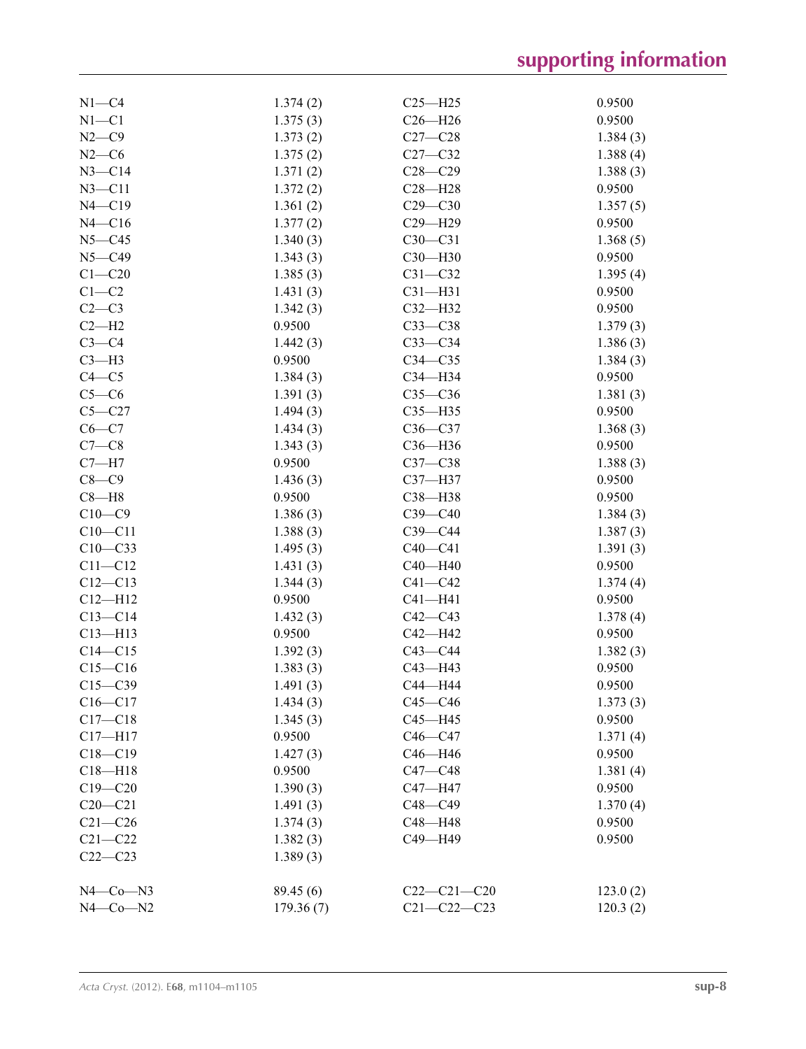| | | | |
|---|---|---|---|
| N1—C4 | 1.374 (2) | C25—H25 | 0.9500 |
| N1—C1 | 1.375 (3) | C26—H26 | 0.9500 |
| N2—C9 | 1.373 (2) | C27—C28 | 1.384 (3) |
| N2—C6 | 1.375 (2) | C27—C32 | 1.388 (4) |
| N3—C14 | 1.371 (2) | C28—C29 | 1.388 (3) |
| N3—C11 | 1.372 (2) | C28—H28 | 0.9500 |
| N4—C19 | 1.361 (2) | C29—C30 | 1.357 (5) |
| N4—C16 | 1.377 (2) | C29—H29 | 0.9500 |
| N5—C45 | 1.340 (3) | C30—C31 | 1.368 (5) |
| N5—C49 | 1.343 (3) | C30—H30 | 0.9500 |
| C1—C20 | 1.385 (3) | C31—C32 | 1.395 (4) |
| C1—C2 | 1.431 (3) | C31—H31 | 0.9500 |
| C2—C3 | 1.342 (3) | C32—H32 | 0.9500 |
| C2—H2 | 0.9500 | C33—C38 | 1.379 (3) |
| C3—C4 | 1.442 (3) | C33—C34 | 1.386 (3) |
| C3—H3 | 0.9500 | C34—C35 | 1.384 (3) |
| C4—C5 | 1.384 (3) | C34—H34 | 0.9500 |
| C5—C6 | 1.391 (3) | C35—C36 | 1.381 (3) |
| C5—C27 | 1.494 (3) | C35—H35 | 0.9500 |
| C6—C7 | 1.434 (3) | C36—C37 | 1.368 (3) |
| C7—C8 | 1.343 (3) | C36—H36 | 0.9500 |
| C7—H7 | 0.9500 | C37—C38 | 1.388 (3) |
| C8—C9 | 1.436 (3) | C37—H37 | 0.9500 |
| C8—H8 | 0.9500 | C38—H38 | 0.9500 |
| C10—C9 | 1.386 (3) | C39—C40 | 1.384 (3) |
| C10—C11 | 1.388 (3) | C39—C44 | 1.387 (3) |
| C10—C33 | 1.495 (3) | C40—C41 | 1.391 (3) |
| C11—C12 | 1.431 (3) | C40—H40 | 0.9500 |
| C12—C13 | 1.344 (3) | C41—C42 | 1.374 (4) |
| C12—H12 | 0.9500 | C41—H41 | 0.9500 |
| C13—C14 | 1.432 (3) | C42—C43 | 1.378 (4) |
| C13—H13 | 0.9500 | C42—H42 | 0.9500 |
| C14—C15 | 1.392 (3) | C43—C44 | 1.382 (3) |
| C15—C16 | 1.383 (3) | C43—H43 | 0.9500 |
| C15—C39 | 1.491 (3) | C44—H44 | 0.9500 |
| C16—C17 | 1.434 (3) | C45—C46 | 1.373 (3) |
| C17—C18 | 1.345 (3) | C45—H45 | 0.9500 |
| C17—H17 | 0.9500 | C46—C47 | 1.371 (4) |
| C18—C19 | 1.427 (3) | C46—H46 | 0.9500 |
| C18—H18 | 0.9500 | C47—C48 | 1.381 (4) |
| C19—C20 | 1.390 (3) | C47—H47 | 0.9500 |
| C20—C21 | 1.491 (3) | C48—C49 | 1.370 (4) |
| C21—C26 | 1.374 (3) | C48—H48 | 0.9500 |
| C21—C22 | 1.382 (3) | C49—H49 | 0.9500 |
| C22—C23 | 1.389 (3) | | |
| | | | |
| N4—Co—N3 | 89.45 (6) | C22—C21—C20 | 123.0 (2) |
| N4—Co—N2 | 179.36 (7) | C21—C22—C23 | 120.3 (2) |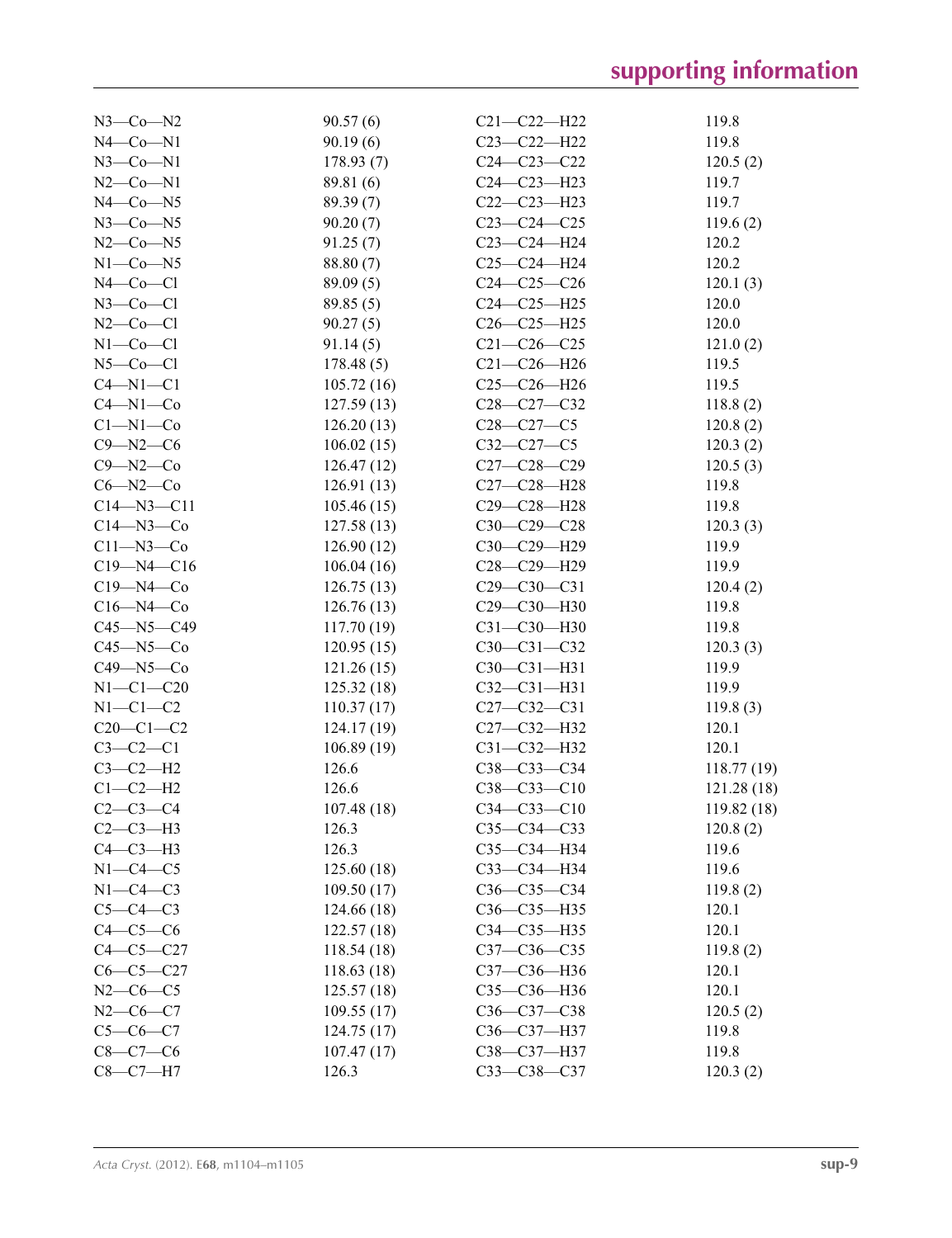| | | | |
|---|---|---|---|
| N3—Co—N2 | 90.57 (6) | C21—C22—H22 | 119.8 |
| N4—Co—N1 | 90.19 (6) | C23—C22—H22 | 119.8 |
| N3—Co—N1 | 178.93 (7) | C24—C23—C22 | 120.5 (2) |
| N2—Co—N1 | 89.81 (6) | C24—C23—H23 | 119.7 |
| N4—Co—N5 | 89.39 (7) | C22—C23—H23 | 119.7 |
| N3—Co—N5 | 90.20 (7) | C23—C24—C25 | 119.6 (2) |
| N2—Co—N5 | 91.25 (7) | C23—C24—H24 | 120.2 |
| N1—Co—N5 | 88.80 (7) | C25—C24—H24 | 120.2 |
| N4—Co—Cl | 89.09 (5) | C24—C25—C26 | 120.1 (3) |
| N3—Co—Cl | 89.85 (5) | C24—C25—H25 | 120.0 |
| N2—Co—Cl | 90.27 (5) | C26—C25—H25 | 120.0 |
| N1—Co—Cl | 91.14 (5) | C21—C26—C25 | 121.0 (2) |
| N5—Co—Cl | 178.48 (5) | C21—C26—H26 | 119.5 |
| C4—N1—C1 | 105.72 (16) | C25—C26—H26 | 119.5 |
| C4—N1—Co | 127.59 (13) | C28—C27—C32 | 118.8 (2) |
| C1—N1—Co | 126.20 (13) | C28—C27—C5 | 120.8 (2) |
| C9—N2—C6 | 106.02 (15) | C32—C27—C5 | 120.3 (2) |
| C9—N2—Co | 126.47 (12) | C27—C28—C29 | 120.5 (3) |
| C6—N2—Co | 126.91 (13) | C27—C28—H28 | 119.8 |
| C14—N3—C11 | 105.46 (15) | C29—C28—H28 | 119.8 |
| C14—N3—Co | 127.58 (13) | C30—C29—C28 | 120.3 (3) |
| C11—N3—Co | 126.90 (12) | C30—C29—H29 | 119.9 |
| C19—N4—C16 | 106.04 (16) | C28—C29—H29 | 119.9 |
| C19—N4—Co | 126.75 (13) | C29—C30—C31 | 120.4 (2) |
| C16—N4—Co | 126.76 (13) | C29—C30—H30 | 119.8 |
| C45—N5—C49 | 117.70 (19) | C31—C30—H30 | 119.8 |
| C45—N5—Co | 120.95 (15) | C30—C31—C32 | 120.3 (3) |
| C49—N5—Co | 121.26 (15) | C30—C31—H31 | 119.9 |
| N1—C1—C20 | 125.32 (18) | C32—C31—H31 | 119.9 |
| N1—C1—C2 | 110.37 (17) | C27—C32—C31 | 119.8 (3) |
| C20—C1—C2 | 124.17 (19) | C27—C32—H32 | 120.1 |
| C3—C2—C1 | 106.89 (19) | C31—C32—H32 | 120.1 |
| C3—C2—H2 | 126.6 | C38—C33—C34 | 118.77 (19) |
| C1—C2—H2 | 126.6 | C38—C33—C10 | 121.28 (18) |
| C2—C3—C4 | 107.48 (18) | C34—C33—C10 | 119.82 (18) |
| C2—C3—H3 | 126.3 | C35—C34—C33 | 120.8 (2) |
| C4—C3—H3 | 126.3 | C35—C34—H34 | 119.6 |
| N1—C4—C5 | 125.60 (18) | C33—C34—H34 | 119.6 |
| N1—C4—C3 | 109.50 (17) | C36—C35—C34 | 119.8 (2) |
| C5—C4—C3 | 124.66 (18) | C36—C35—H35 | 120.1 |
| C4—C5—C6 | 122.57 (18) | C34—C35—H35 | 120.1 |
| C4—C5—C27 | 118.54 (18) | C37—C36—C35 | 119.8 (2) |
| C6—C5—C27 | 118.63 (18) | C37—C36—H36 | 120.1 |
| N2—C6—C5 | 125.57 (18) | C35—C36—H36 | 120.1 |
| N2—C6—C7 | 109.55 (17) | C36—C37—C38 | 120.5 (2) |
| C5—C6—C7 | 124.75 (17) | C36—C37—H37 | 119.8 |
| C8—C7—C6 | 107.47 (17) | C38—C37—H37 | 119.8 |
| C8—C7—H7 | 126.3 | C33—C38—C37 | 120.3 (2) |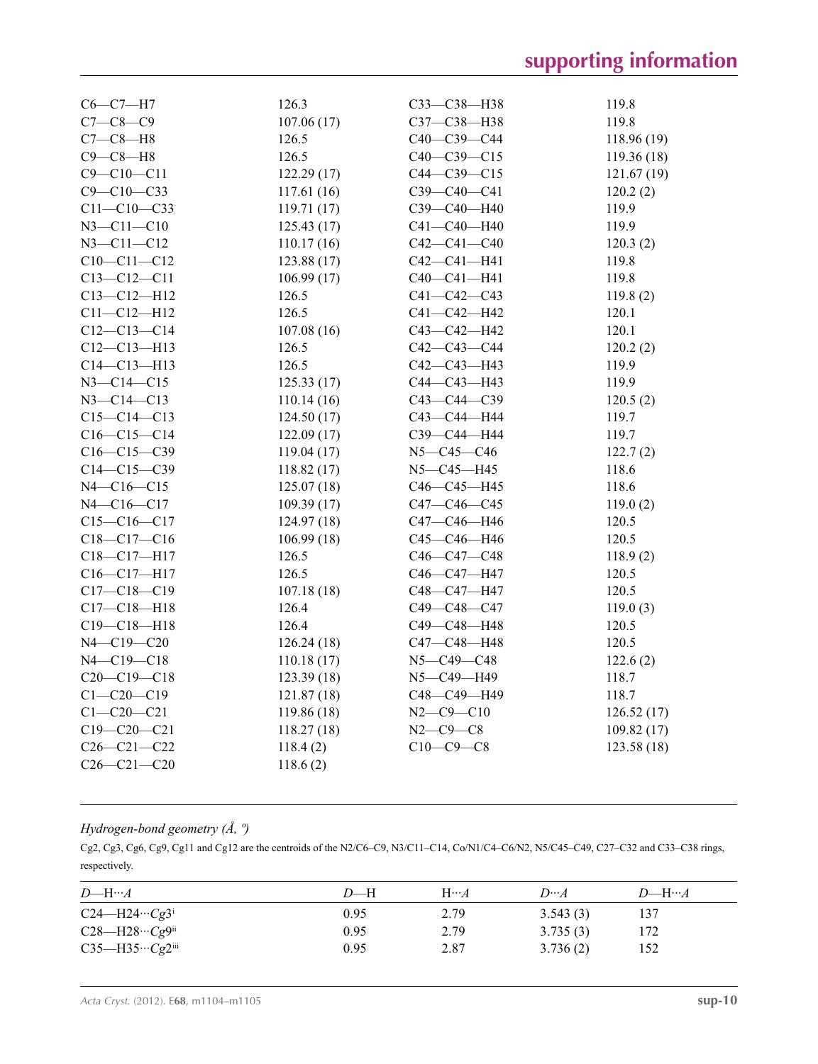| | | | |
|---|---|---|---|
| C6—C7—H7 | 126.3 | C33—C38—H38 | 119.8 |
| C7—C8—C9 | 107.06 (17) | C37—C38—H38 | 119.8 |
| C7—C8—H8 | 126.5 | C40—C39—C44 | 118.96 (19) |
| C9—C8—H8 | 126.5 | C40—C39—C15 | 119.36 (18) |
| C9—C10—C11 | 122.29 (17) | C44—C39—C15 | 121.67 (19) |
| C9—C10—C33 | 117.61 (16) | C39—C40—C41 | 120.2 (2) |
| C11—C10—C33 | 119.71 (17) | C39—C40—H40 | 119.9 |
| N3—C11—C10 | 125.43 (17) | C41—C40—H40 | 119.9 |
| N3—C11—C12 | 110.17 (16) | C42—C41—C40 | 120.3 (2) |
| C10—C11—C12 | 123.88 (17) | C42—C41—H41 | 119.8 |
| C13—C12—C11 | 106.99 (17) | C40—C41—H41 | 119.8 |
| C13—C12—H12 | 126.5 | C41—C42—C43 | 119.8 (2) |
| C11—C12—H12 | 126.5 | C41—C42—H42 | 120.1 |
| C12—C13—C14 | 107.08 (16) | C43—C42—H42 | 120.1 |
| C12—C13—H13 | 126.5 | C42—C43—C44 | 120.2 (2) |
| C14—C13—H13 | 126.5 | C42—C43—H43 | 119.9 |
| N3—C14—C15 | 125.33 (17) | C44—C43—H43 | 119.9 |
| N3—C14—C13 | 110.14 (16) | C43—C44—C39 | 120.5 (2) |
| C15—C14—C13 | 124.50 (17) | C43—C44—H44 | 119.7 |
| C16—C15—C14 | 122.09 (17) | C39—C44—H44 | 119.7 |
| C16—C15—C39 | 119.04 (17) | N5—C45—C46 | 122.7 (2) |
| C14—C15—C39 | 118.82 (17) | N5—C45—H45 | 118.6 |
| N4—C16—C15 | 125.07 (18) | C46—C45—H45 | 118.6 |
| N4—C16—C17 | 109.39 (17) | C47—C46—C45 | 119.0 (2) |
| C15—C16—C17 | 124.97 (18) | C47—C46—H46 | 120.5 |
| C18—C17—C16 | 106.99 (18) | C45—C46—H46 | 120.5 |
| C18—C17—H17 | 126.5 | C46—C47—C48 | 118.9 (2) |
| C16—C17—H17 | 126.5 | C46—C47—H47 | 120.5 |
| C17—C18—C19 | 107.18 (18) | C48—C47—H47 | 120.5 |
| C17—C18—H18 | 126.4 | C49—C48—C47 | 119.0 (3) |
| C19—C18—H18 | 126.4 | C49—C48—H48 | 120.5 |
| N4—C19—C20 | 126.24 (18) | C47—C48—H48 | 120.5 |
| N4—C19—C18 | 110.18 (17) | N5—C49—C48 | 122.6 (2) |
| C20—C19—C18 | 123.39 (18) | N5—C49—H49 | 118.7 |
| C1—C20—C19 | 121.87 (18) | C48—C49—H49 | 118.7 |
| C1—C20—C21 | 119.86 (18) | N2—C9—C10 | 126.52 (17) |
| C19—C20—C21 | 118.27 (18) | N2—C9—C8 | 109.82 (17) |
| C26—C21—C22 | 118.4 (2) | C10—C9—C8 | 123.58 (18) |
| C26—C21—C20 | 118.6 (2) | | |

*Hydrogen-bond geometry (Å, º)*

Cg2, Cg3, Cg6, Cg9, Cg11 and Cg12 are the centroids of the N2/C6–C9, N3/C11–C14, Co/N1/C4–C6/N2, N5/C45–C49, C27–C32 and C33–C38 rings, respectively.

| $D$—H···$A$ | $D$—H | H···$A$ | $D$···$A$ | $D$—H···$A$ |
|---|---|---|---|---|
| C24—H24···$Cg3^{i}$ | 0.95 | 2.79 | 3.543 (3) | 137 |
| C28—H28···$Cg9^{ii}$ | 0.95 | 2.79 | 3.735 (3) | 172 |
| C35—H35···$Cg2^{iii}$ | 0.95 | 2.87 | 3.736 (2) | 152 |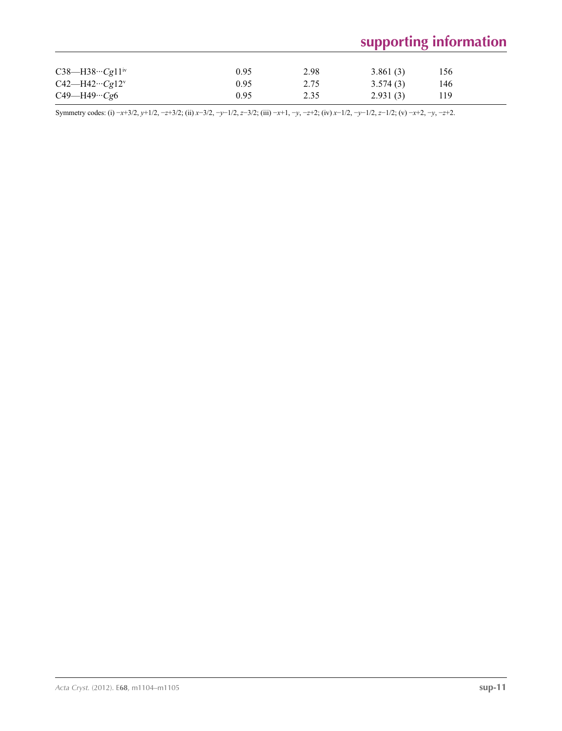| | | | | |
|---|---|---|---|---|
| C38—H38···*Cg*11[iv] | 0.95 | 2.98 | 3.861 (3) | 156 |
| C42—H42···*Cg*12[v] | 0.95 | 2.75 | 3.574 (3) | 146 |
| C49—H49···*Cg*6 | 0.95 | 2.35 | 2.931 (3) | 119 |

Symmetry codes: (i) $-x+3/2, y+1/2, -z+3/2$; (ii) $x-3/2, -y-1/2, z-3/2$; (iii) $-x+1, -y, -z+2$; (iv) $x-1/2, -y-1/2, z-1/2$; (v) $-x+2, -y, -z+2$.